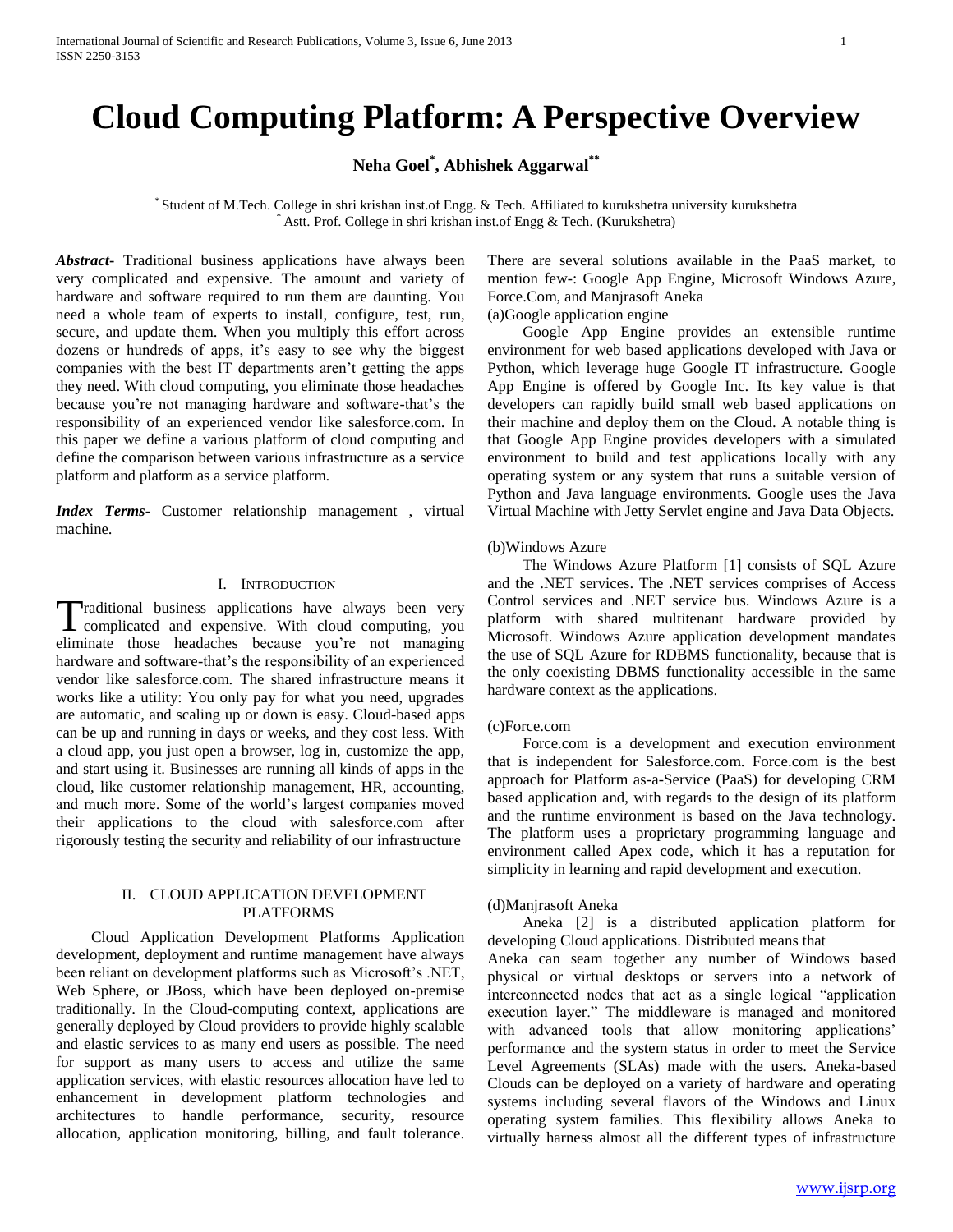# Cloud Computing Platform: A Perspective Overview

**Neha Goel[*], Abhishek Aggarwal[**]**

[*] Student of M.Tech. College in shri krishan inst.of Engg. & Tech. Affiliated to kurukshetra university kurukshetra
[*] Astt. Prof. College in shri krishan inst.of Engg & Tech. (Kurukshetra)

***Abstract-*** Traditional business applications have always been very complicated and expensive. The amount and variety of hardware and software required to run them are daunting. You need a whole team of experts to install, configure, test, run, secure, and update them. When you multiply this effort across dozens or hundreds of apps, it's easy to see why the biggest companies with the best IT departments aren't getting the apps they need. With cloud computing, you eliminate those headaches because you're not managing hardware and software-that's the responsibility of an experienced vendor like salesforce.com. In this paper we define a various platform of cloud computing and define the comparison between various infrastructure as a service platform and platform as a service platform.

***Index Terms-*** Customer relationship management , virtual machine.

## I. Introduction

Traditional business applications have always been very complicated and expensive. With cloud computing, you eliminate those headaches because you're not managing hardware and software-that's the responsibility of an experienced vendor like salesforce.com. The shared infrastructure means it works like a utility: You only pay for what you need, upgrades are automatic, and scaling up or down is easy. Cloud-based apps can be up and running in days or weeks, and they cost less. With a cloud app, you just open a browser, log in, customize the app, and start using it. Businesses are running all kinds of apps in the cloud, like customer relationship management, HR, accounting, and much more. Some of the world's largest companies moved their applications to the cloud with salesforce.com after rigorously testing the security and reliability of our infrastructure

## II. Cloud Application Development Platforms

Cloud Application Development Platforms Application development, deployment and runtime management have always been reliant on development platforms such as Microsoft's .NET, Web Sphere, or JBoss, which have been deployed on-premise traditionally. In the Cloud-computing context, applications are generally deployed by Cloud providers to provide highly scalable and elastic services to as many end users as possible. The need for support as many users to access and utilize the same application services, with elastic resources allocation have led to enhancement in development platform technologies and architectures to handle performance, security, resource allocation, application monitoring, billing, and fault tolerance. There are several solutions available in the PaaS market, to mention few-: Google App Engine, Microsoft Windows Azure, Force.Com, and Manjrasoft Aneka

(a)Google application engine

Google App Engine provides an extensible runtime environment for web based applications developed with Java or Python, which leverage huge Google IT infrastructure. Google App Engine is offered by Google Inc. Its key value is that developers can rapidly build small web based applications on their machine and deploy them on the Cloud. A notable thing is that Google App Engine provides developers with a simulated environment to build and test applications locally with any operating system or any system that runs a suitable version of Python and Java language environments. Google uses the Java Virtual Machine with Jetty Servlet engine and Java Data Objects.

(b)Windows Azure

The Windows Azure Platform [1] consists of SQL Azure and the .NET services. The .NET services comprises of Access Control services and .NET service bus. Windows Azure is a platform with shared multitenant hardware provided by Microsoft. Windows Azure application development mandates the use of SQL Azure for RDBMS functionality, because that is the only coexisting DBMS functionality accessible in the same hardware context as the applications.

(c)Force.com

Force.com is a development and execution environment that is independent for Salesforce.com. Force.com is the best approach for Platform as-a-Service (PaaS) for developing CRM based application and, with regards to the design of its platform and the runtime environment is based on the Java technology. The platform uses a proprietary programming language and environment called Apex code, which it has a reputation for simplicity in learning and rapid development and execution.

(d)Manjrasoft Aneka

Aneka [2] is a distributed application platform for developing Cloud applications. Distributed means that Aneka can seam together any number of Windows based physical or virtual desktops or servers into a network of interconnected nodes that act as a single logical "application execution layer." The middleware is managed and monitored with advanced tools that allow monitoring applications' performance and the system status in order to meet the Service Level Agreements (SLAs) made with the users. Aneka-based Clouds can be deployed on a variety of hardware and operating systems including several flavors of the Windows and Linux operating system families. This flexibility allows Aneka to virtually harness almost all the different types of infrastructure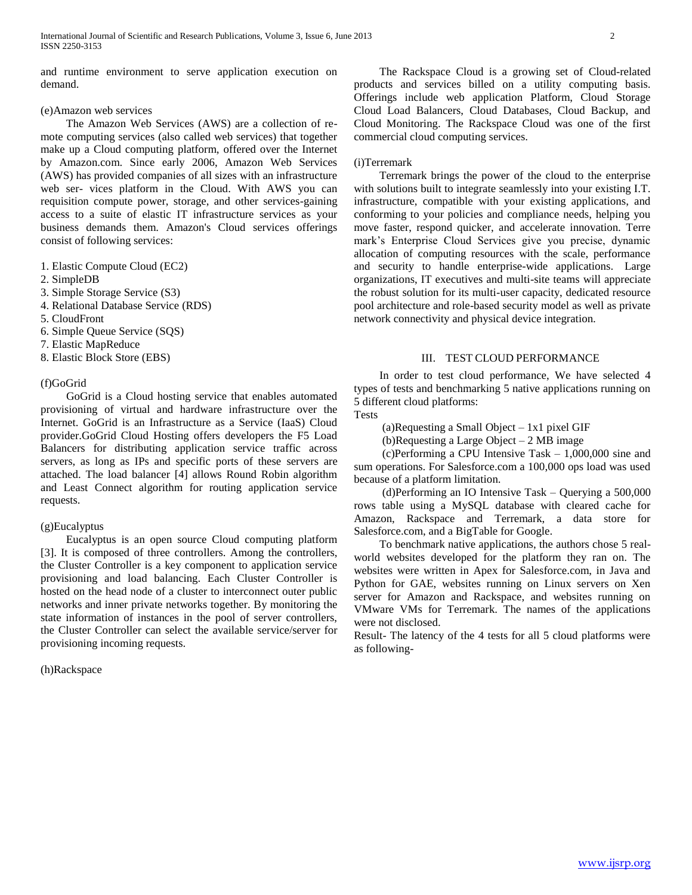and runtime environment to serve application execution on demand.

(e)Amazon web services

The Amazon Web Services (AWS) are a collection of re-mote computing services (also called web services) that together make up a Cloud computing platform, offered over the Internet by Amazon.com. Since early 2006, Amazon Web Services (AWS) has provided companies of all sizes with an infrastructure web ser- vices platform in the Cloud. With AWS you can requisition compute power, storage, and other services-gaining access to a suite of elastic IT infrastructure services as your business demands them. Amazon's Cloud services offerings consist of following services:

1. Elastic Compute Cloud (EC2)
2. SimpleDB
3. Simple Storage Service (S3)
4. Relational Database Service (RDS)
5. CloudFront
6. Simple Queue Service (SQS)
7. Elastic MapReduce
8. Elastic Block Store (EBS)

(f)GoGrid

GoGrid is a Cloud hosting service that enables automated provisioning of virtual and hardware infrastructure over the Internet. GoGrid is an Infrastructure as a Service (IaaS) Cloud provider.GoGrid Cloud Hosting offers developers the F5 Load Balancers for distributing application service traffic across servers, as long as IPs and specific ports of these servers are attached. The load balancer [4] allows Round Robin algorithm and Least Connect algorithm for routing application service requests.

(g)Eucalyptus

Eucalyptus is an open source Cloud computing platform [3]. It is composed of three controllers. Among the controllers, the Cluster Controller is a key component to application service provisioning and load balancing. Each Cluster Controller is hosted on the head node of a cluster to interconnect outer public networks and inner private networks together. By monitoring the state information of instances in the pool of server controllers, the Cluster Controller can select the available service/server for provisioning incoming requests.

(h)Rackspace

The Rackspace Cloud is a growing set of Cloud-related products and services billed on a utility computing basis. Offerings include web application Platform, Cloud Storage Cloud Load Balancers, Cloud Databases, Cloud Backup, and Cloud Monitoring. The Rackspace Cloud was one of the first commercial cloud computing services.

(i)Terremark

Terremark brings the power of the cloud to the enterprise with solutions built to integrate seamlessly into your existing I.T. infrastructure, compatible with your existing applications, and conforming to your policies and compliance needs, helping you move faster, respond quicker, and accelerate innovation. Terre mark's Enterprise Cloud Services give you precise, dynamic allocation of computing resources with the scale, performance and security to handle enterprise-wide applications. Large organizations, IT executives and multi-site teams will appreciate the robust solution for its multi-user capacity, dedicated resource pool architecture and role-based security model as well as private network connectivity and physical device integration.

## III. TEST CLOUD PERFORMANCE

In order to test cloud performance, We have selected 4 types of tests and benchmarking 5 native applications running on 5 different cloud platforms:

Tests

(a)Requesting a Small Object – 1x1 pixel GIF

(b)Requesting a Large Object – 2 MB image

(c)Performing a CPU Intensive Task – 1,000,000 sine and sum operations. For Salesforce.com a 100,000 ops load was used because of a platform limitation.

(d)Performing an IO Intensive Task – Querying a 500,000 rows table using a MySQL database with cleared cache for Amazon, Rackspace and Terremark, a data store for Salesforce.com, and a BigTable for Google.

To benchmark native applications, the authors chose 5 real-world websites developed for the platform they ran on. The websites were written in Apex for Salesforce.com, in Java and Python for GAE, websites running on Linux servers on Xen server for Amazon and Rackspace, and websites running on VMware VMs for Terremark. The names of the applications were not disclosed.

Result- The latency of the 4 tests for all 5 cloud platforms were as following-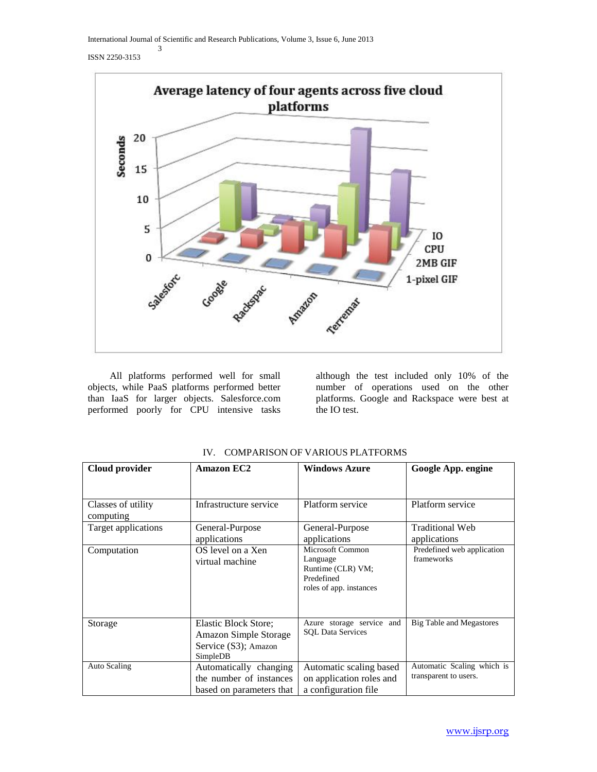All platforms performed well for small objects, while PaaS platforms performed better than IaaS for larger objects. Salesforce.com performed poorly for CPU intensive tasks although the test included only 10% of the number of operations used on the other platforms. Google and Rackspace were best at the IO test.

## IV. COMPARISON OF VARIOUS PLATFORMS

| Cloud provider | Amazon EC2 | Windows Azure | Google App. engine |
|---|---|---|---|
| Classes of utility computing | Infrastructure service | Platform service | Platform service |
| Target applications | General-Purpose applications | General-Purpose applications | Traditional Web applications |
| Computation | OS level on a Xen virtual machine | Microsoft Common Language Runtime (CLR) VM; Predefined roles of app. instances | Predefined web application frameworks |
| Storage | Elastic Block Store; Amazon Simple Storage Service (S3); Amazon SimpleDB | Azure storage service and SQL Data Services | Big Table and Megastores |
| Auto Scaling | Automatically changing the number of instances based on parameters that | Automatic scaling based on application roles and a configuration file | Automatic Scaling which is transparent to users. |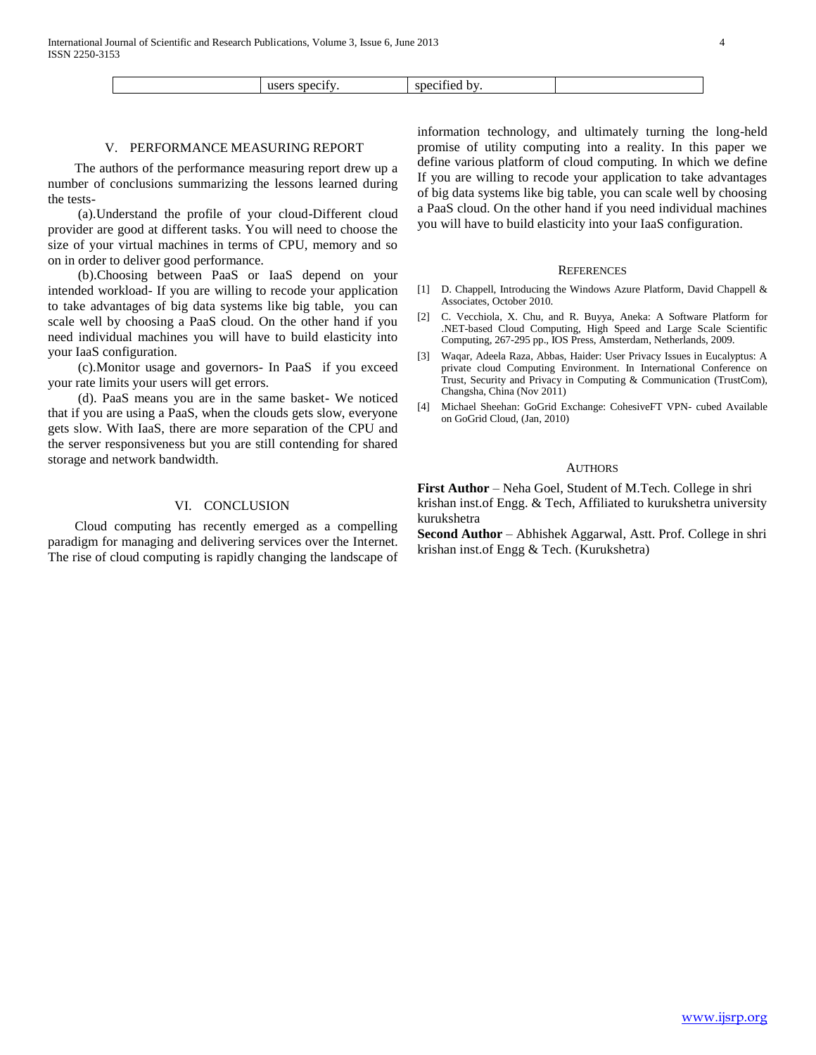| | | | |
|---|---|---|---|
| | users specify. | specified by. | |

## V. PERFORMANCE MEASURING REPORT

The authors of the performance measuring report drew up a number of conclusions summarizing the lessons learned during the tests-

(a).Understand the profile of your cloud-Different cloud provider are good at different tasks. You will need to choose the size of your virtual machines in terms of CPU, memory and so on in order to deliver good performance.

(b).Choosing between PaaS or IaaS depend on your intended workload- If you are willing to recode your application to take advantages of big data systems like big table, you can scale well by choosing a PaaS cloud. On the other hand if you need individual machines you will have to build elasticity into your IaaS configuration.

(c).Monitor usage and governors- In PaaS if you exceed your rate limits your users will get errors.

(d). PaaS means you are in the same basket- We noticed that if you are using a PaaS, when the clouds gets slow, everyone gets slow. With IaaS, there are more separation of the CPU and the server responsiveness but you are still contending for shared storage and network bandwidth.

## VI. CONCLUSION

Cloud computing has recently emerged as a compelling paradigm for managing and delivering services over the Internet. The rise of cloud computing is rapidly changing the landscape of information technology, and ultimately turning the long-held promise of utility computing into a reality. In this paper we define various platform of cloud computing. In which we define If you are willing to recode your application to take advantages of big data systems like big table, you can scale well by choosing a PaaS cloud. On the other hand if you need individual machines you will have to build elasticity into your IaaS configuration.

## REFERENCES

[1] D. Chappell, Introducing the Windows Azure Platform, David Chappell & Associates, October 2010.

[2] C. Vecchiola, X. Chu, and R. Buyya, Aneka: A Software Platform for .NET-based Cloud Computing, High Speed and Large Scale Scientific Computing, 267-295 pp., IOS Press, Amsterdam, Netherlands, 2009.

[3] Waqar, Adeela Raza, Abbas, Haider: User Privacy Issues in Eucalyptus: A private cloud Computing Environment. In International Conference on Trust, Security and Privacy in Computing & Communication (TrustCom), Changsha, China (Nov 2011)

[4] Michael Sheehan: GoGrid Exchange: CohesiveFT VPN- cubed Available on GoGrid Cloud, (Jan, 2010)

## AUTHORS

**First Author** – Neha Goel, Student of M.Tech. College in shri krishan inst.of Engg. & Tech, Affiliated to kurukshetra university kurukshetra

**Second Author** – Abhishek Aggarwal, Astt. Prof. College in shri krishan inst.of Engg & Tech. (Kurukshetra)